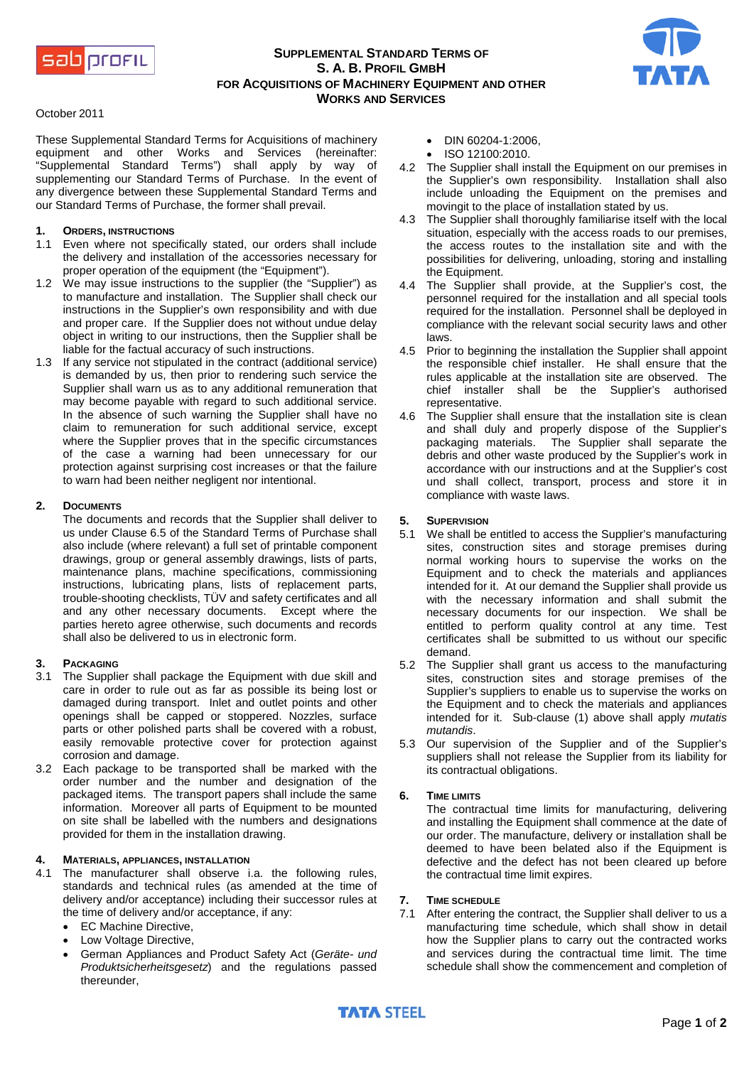# Supplemental Standard Terms of S. A. B. Profil GmbH for Acquisitions of Machinery Equipment and other Works and Services

October 2011

These Supplemental Standard Terms for Acquisitions of machinery equipment and other Works and Services (hereinafter: "Supplemental Standard Terms") shall apply by way of supplementing our Standard Terms of Purchase. In the event of any divergence between these Supplemental Standard Terms and our Standard Terms of Purchase, the former shall prevail.

## 1. Orders, Instructions

1.1 Even where not specifically stated, our orders shall include the delivery and installation of the accessories necessary for proper operation of the equipment (the "Equipment").

1.2 We may issue instructions to the supplier (the "Supplier") as to manufacture and installation. The Supplier shall check our instructions in the Supplier's own responsibility and with due and proper care. If the Supplier does not without undue delay object in writing to our instructions, then the Supplier shall be liable for the factual accuracy of such instructions.

1.3 If any service not stipulated in the contract (additional service) is demanded by us, then prior to rendering such service the Supplier shall warn us as to any additional remuneration that may become payable with regard to such additional service. In the absence of such warning the Supplier shall have no claim to remuneration for such additional service, except where the Supplier proves that in the specific circumstances of the case a warning had been unnecessary for our protection against surprising cost increases or that the failure to warn had been neither negligent nor intentional.

## 2. Documents

The documents and records that the Supplier shall deliver to us under Clause 6.5 of the Standard Terms of Purchase shall also include (where relevant) a full set of printable component drawings, group or general assembly drawings, lists of parts, maintenance plans, machine specifications, commissioning instructions, lubricating plans, lists of replacement parts, trouble-shooting checklists, TÜV and safety certificates and all and any other necessary documents. Except where the parties hereto agree otherwise, such documents and records shall also be delivered to us in electronic form.

## 3. Packaging

3.1 The Supplier shall package the Equipment with due skill and care in order to rule out as far as possible its being lost or damaged during transport. Inlet and outlet points and other openings shall be capped or stoppered. Nozzles, surface parts or other polished parts shall be covered with a robust, easily removable protective cover for protection against corrosion and damage.

3.2 Each package to be transported shall be marked with the order number and the number and designation of the packaged items. The transport papers shall include the same information. Moreover all parts of Equipment to be mounted on site shall be labelled with the numbers and designations provided for them in the installation drawing.

## 4. Materials, Appliances, Installation

4.1 The manufacturer shall observe i.a. the following rules, standards and technical rules (as amended at the time of delivery and/or acceptance) including their successor rules at the time of delivery and/or acceptance, if any:

- EC Machine Directive,
- Low Voltage Directive,
- German Appliances and Product Safety Act (*Geräte- und Produktsicherheitsgesetz*) and the regulations passed thereunder,
- DIN 60204-1:2006,
- ISO 12100:2010.

4.2 The Supplier shall install the Equipment on our premises in the Supplier's own responsibility. Installation shall also include unloading the Equipment on the premises and movingit to the place of installation stated by us.

4.3 The Supplier shall thoroughly familiarise itself with the local situation, especially with the access roads to our premises, the access routes to the installation site and with the possibilities for delivering, unloading, storing and installing the Equipment.

4.4 The Supplier shall provide, at the Supplier's cost, the personnel required for the installation and all special tools required for the installation. Personnel shall be deployed in compliance with the relevant social security laws and other laws.

4.5 Prior to beginning the installation the Supplier shall appoint the responsible chief installer. He shall ensure that the rules applicable at the installation site are observed. The chief installer shall be the Supplier's authorised representative.

4.6 The Supplier shall ensure that the installation site is clean and shall duly and properly dispose of the Supplier's packaging materials. The Supplier shall separate the debris and other waste produced by the Supplier's work in accordance with our instructions and at the Supplier's cost und shall collect, transport, process and store it in compliance with waste laws.

## 5. Supervision

5.1 We shall be entitled to access the Supplier's manufacturing sites, construction sites and storage premises during normal working hours to supervise the works on the Equipment and to check the materials and appliances intended for it. At our demand the Supplier shall provide us with the necessary information and shall submit the necessary documents for our inspection. We shall be entitled to perform quality control at any time. Test certificates shall be submitted to us without our specific demand.

5.2 The Supplier shall grant us access to the manufacturing sites, construction sites and storage premises of the Supplier's suppliers to enable us to supervise the works on the Equipment and to check the materials and appliances intended for it. Sub-clause (1) above shall apply *mutatis mutandis*.

5.3 Our supervision of the Supplier and of the Supplier's suppliers shall not release the Supplier from its liability for its contractual obligations.

## 6. Time Limits

The contractual time limits for manufacturing, delivering and installing the Equipment shall commence at the date of our order. The manufacture, delivery or installation shall be deemed to have been belated also if the Equipment is defective and the defect has not been cleared up before the contractual time limit expires.

## 7. Time Schedule

7.1 After entering the contract, the Supplier shall deliver to us a manufacturing time schedule, which shall show in detail how the Supplier plans to carry out the contracted works and services during the contractual time limit. The time schedule shall show the commencement and completion of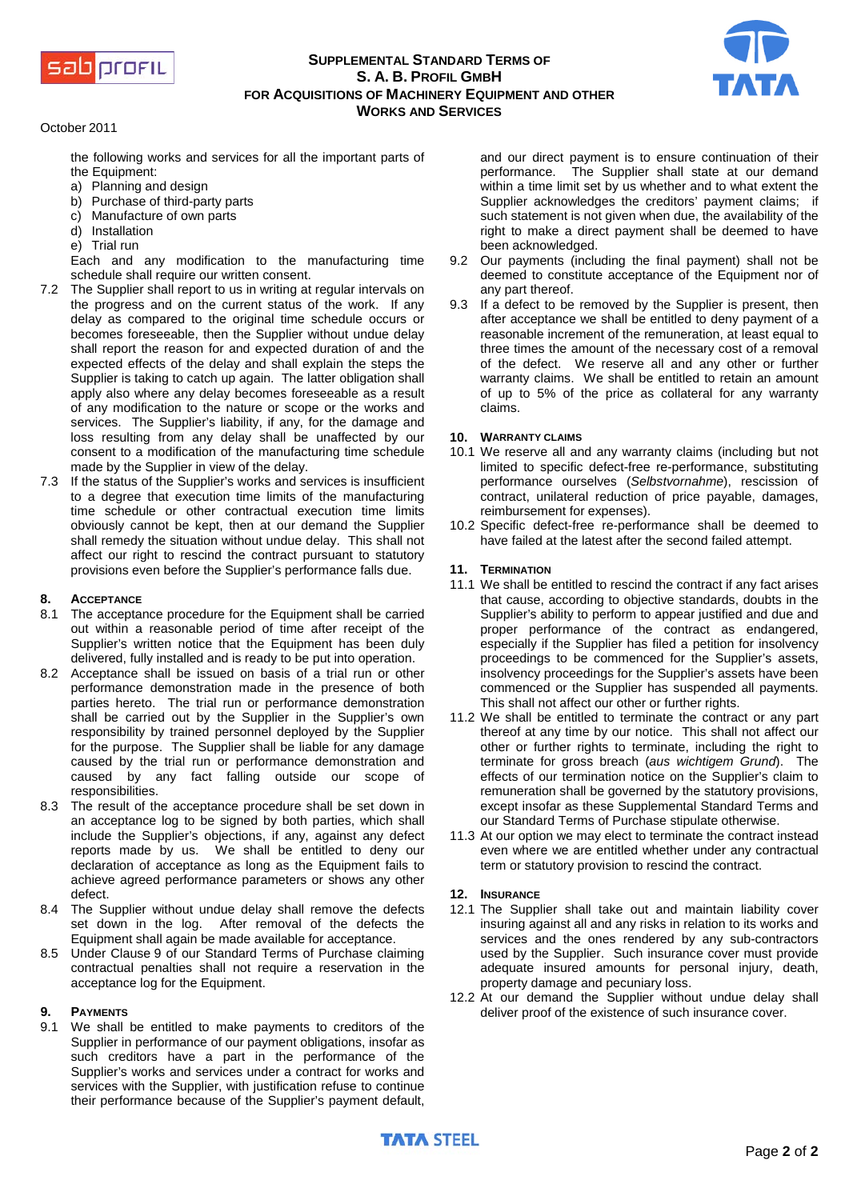the following works and services for all the important parts of the Equipment:

a) Planning and design
b) Purchase of third-party parts
c) Manufacture of own parts
d) Installation
e) Trial run

Each and any modification to the manufacturing time schedule shall require our written consent.

7.2 The Supplier shall report to us in writing at regular intervals on the progress and on the current status of the work. If any delay as compared to the original time schedule occurs or becomes foreseeable, then the Supplier without undue delay shall report the reason for and expected duration of and the expected effects of the delay and shall explain the steps the Supplier is taking to catch up again. The latter obligation shall apply also where any delay becomes foreseeable as a result of any modification to the nature or scope or the works and services. The Supplier's liability, if any, for the damage and loss resulting from any delay shall be unaffected by our consent to a modification of the manufacturing time schedule made by the Supplier in view of the delay.

7.3 If the status of the Supplier's works and services is insufficient to a degree that execution time limits of the manufacturing time schedule or other contractual execution time limits obviously cannot be kept, then at our demand the Supplier shall remedy the situation without undue delay. This shall not affect our right to rescind the contract pursuant to statutory provisions even before the Supplier's performance falls due.

## 8. Acceptance

8.1 The acceptance procedure for the Equipment shall be carried out within a reasonable period of time after receipt of the Supplier's written notice that the Equipment has been duly delivered, fully installed and is ready to be put into operation.

8.2 Acceptance shall be issued on basis of a trial run or other performance demonstration made in the presence of both parties hereto. The trial run or performance demonstration shall be carried out by the Supplier in the Supplier's own responsibility by trained personnel deployed by the Supplier for the purpose. The Supplier shall be liable for any damage caused by the trial run or performance demonstration and caused by any fact falling outside our scope of responsibilities.

8.3 The result of the acceptance procedure shall be set down in an acceptance log to be signed by both parties, which shall include the Supplier's objections, if any, against any defect reports made by us. We shall be entitled to deny our declaration of acceptance as long as the Equipment fails to achieve agreed performance parameters or shows any other defect.

8.4 The Supplier without undue delay shall remove the defects set down in the log. After removal of the defects the Equipment shall again be made available for acceptance.

8.5 Under Clause 9 of our Standard Terms of Purchase claiming contractual penalties shall not require a reservation in the acceptance log for the Equipment.

## 9. Payments

9.1 We shall be entitled to make payments to creditors of the Supplier in performance of our payment obligations, insofar as such creditors have a part in the performance of the Supplier's works and services under a contract for works and services with the Supplier, with justification refuse to continue their performance because of the Supplier's payment default, and our direct payment is to ensure continuation of their performance. The Supplier shall state at our demand within a time limit set by us whether and to what extent the Supplier acknowledges the creditors' payment claims; if such statement is not given when due, the availability of the right to make a direct payment shall be deemed to have been acknowledged.

9.2 Our payments (including the final payment) shall not be deemed to constitute acceptance of the Equipment nor of any part thereof.

9.3 If a defect to be removed by the Supplier is present, then after acceptance we shall be entitled to deny payment of a reasonable increment of the remuneration, at least equal to three times the amount of the necessary cost of a removal of the defect. We reserve all and any other or further warranty claims. We shall be entitled to retain an amount of up to 5% of the price as collateral for any warranty claims.

## 10. Warranty claims

10.1 We reserve all and any warranty claims (including but not limited to specific defect-free re-performance, substituting performance ourselves (*Selbstvornahme*), rescission of contract, unilateral reduction of price payable, damages, reimbursement for expenses).

10.2 Specific defect-free re-performance shall be deemed to have failed at the latest after the second failed attempt.

## 11. Termination

11.1 We shall be entitled to rescind the contract if any fact arises that cause, according to objective standards, doubts in the Supplier's ability to perform to appear justified and due and proper performance of the contract as endangered, especially if the Supplier has filed a petition for insolvency proceedings to be commenced for the Supplier's assets, insolvency proceedings for the Supplier's assets have been commenced or the Supplier has suspended all payments. This shall not affect our other or further rights.

11.2 We shall be entitled to terminate the contract or any part thereof at any time by our notice. This shall not affect our other or further rights to terminate, including the right to terminate for gross breach (*aus wichtigem Grund*). The effects of our termination notice on the Supplier's claim to remuneration shall be governed by the statutory provisions, except insofar as these Supplemental Standard Terms and our Standard Terms of Purchase stipulate otherwise.

11.3 At our option we may elect to terminate the contract instead even where we are entitled whether under any contractual term or statutory provision to rescind the contract.

## 12. Insurance

12.1 The Supplier shall take out and maintain liability cover insuring against all and any risks in relation to its works and services and the ones rendered by any sub-contractors used by the Supplier. Such insurance cover must provide adequate insured amounts for personal injury, death, property damage and pecuniary loss.

12.2 At our demand the Supplier without undue delay shall deliver proof of the existence of such insurance cover.